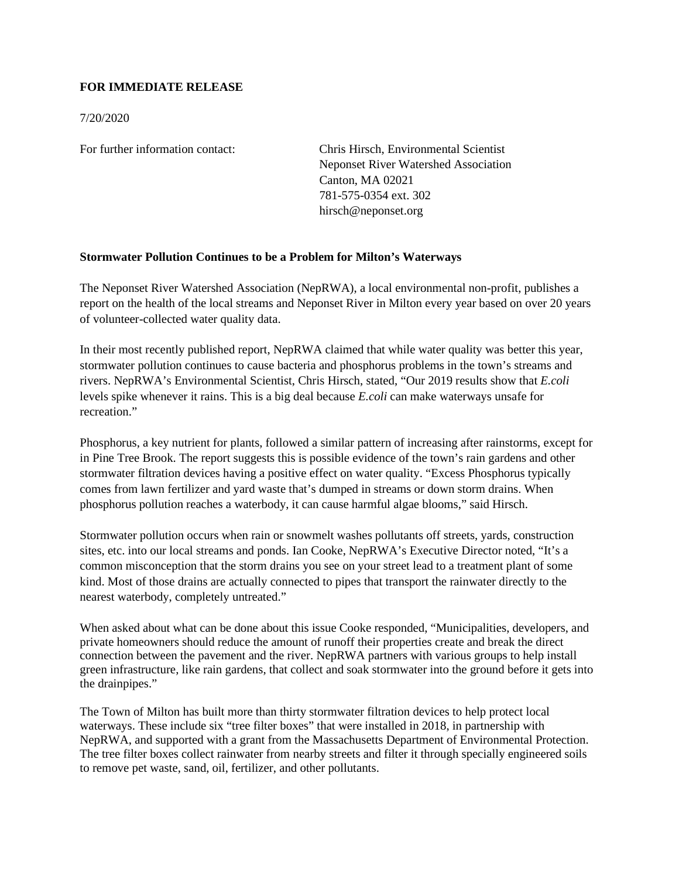**FOR IMMEDIATE RELEASE**

7/20/2020

For further information contact:

Chris Hirsch, Environmental Scientist
Neponset River Watershed Association
Canton, MA 02021
781-575-0354 ext. 302
hirsch@neponset.org

**Stormwater Pollution Continues to be a Problem for Milton's Waterways**

The Neponset River Watershed Association (NepRWA), a local environmental non-profit, publishes a report on the health of the local streams and Neponset River in Milton every year based on over 20 years of volunteer-collected water quality data.

In their most recently published report, NepRWA claimed that while water quality was better this year, stormwater pollution continues to cause bacteria and phosphorus problems in the town's streams and rivers. NepRWA's Environmental Scientist, Chris Hirsch, stated, "Our 2019 results show that *E.coli* levels spike whenever it rains. This is a big deal because *E.coli* can make waterways unsafe for recreation."

Phosphorus, a key nutrient for plants, followed a similar pattern of increasing after rainstorms, except for in Pine Tree Brook. The report suggests this is possible evidence of the town's rain gardens and other stormwater filtration devices having a positive effect on water quality. "Excess Phosphorus typically comes from lawn fertilizer and yard waste that's dumped in streams or down storm drains. When phosphorus pollution reaches a waterbody, it can cause harmful algae blooms," said Hirsch.

Stormwater pollution occurs when rain or snowmelt washes pollutants off streets, yards, construction sites, etc. into our local streams and ponds. Ian Cooke, NepRWA's Executive Director noted, "It's a common misconception that the storm drains you see on your street lead to a treatment plant of some kind. Most of those drains are actually connected to pipes that transport the rainwater directly to the nearest waterbody, completely untreated."

When asked about what can be done about this issue Cooke responded, "Municipalities, developers, and private homeowners should reduce the amount of runoff their properties create and break the direct connection between the pavement and the river. NepRWA partners with various groups to help install green infrastructure, like rain gardens, that collect and soak stormwater into the ground before it gets into the drainpipes."

The Town of Milton has built more than thirty stormwater filtration devices to help protect local waterways. These include six "tree filter boxes" that were installed in 2018, in partnership with NepRWA, and supported with a grant from the Massachusetts Department of Environmental Protection. The tree filter boxes collect rainwater from nearby streets and filter it through specially engineered soils to remove pet waste, sand, oil, fertilizer, and other pollutants.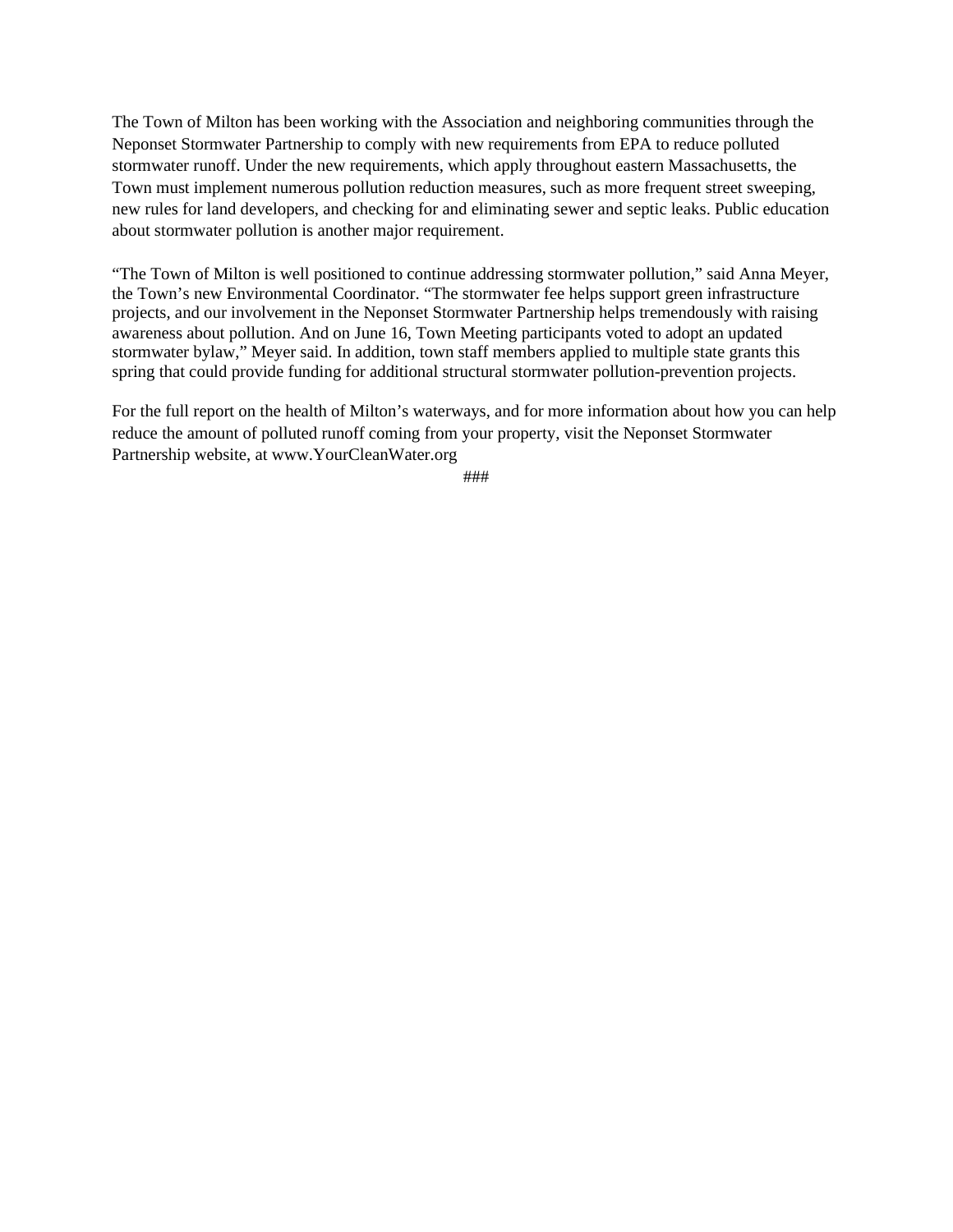The Town of Milton has been working with the Association and neighboring communities through the Neponset Stormwater Partnership to comply with new requirements from EPA to reduce polluted stormwater runoff. Under the new requirements, which apply throughout eastern Massachusetts, the Town must implement numerous pollution reduction measures, such as more frequent street sweeping, new rules for land developers, and checking for and eliminating sewer and septic leaks. Public education about stormwater pollution is another major requirement.

"The Town of Milton is well positioned to continue addressing stormwater pollution," said Anna Meyer, the Town's new Environmental Coordinator. "The stormwater fee helps support green infrastructure projects, and our involvement in the Neponset Stormwater Partnership helps tremendously with raising awareness about pollution. And on June 16, Town Meeting participants voted to adopt an updated stormwater bylaw," Meyer said. In addition, town staff members applied to multiple state grants this spring that could provide funding for additional structural stormwater pollution-prevention projects.

For the full report on the health of Milton's waterways, and for more information about how you can help reduce the amount of polluted runoff coming from your property, visit the Neponset Stormwater Partnership website, at www.YourCleanWater.org

###